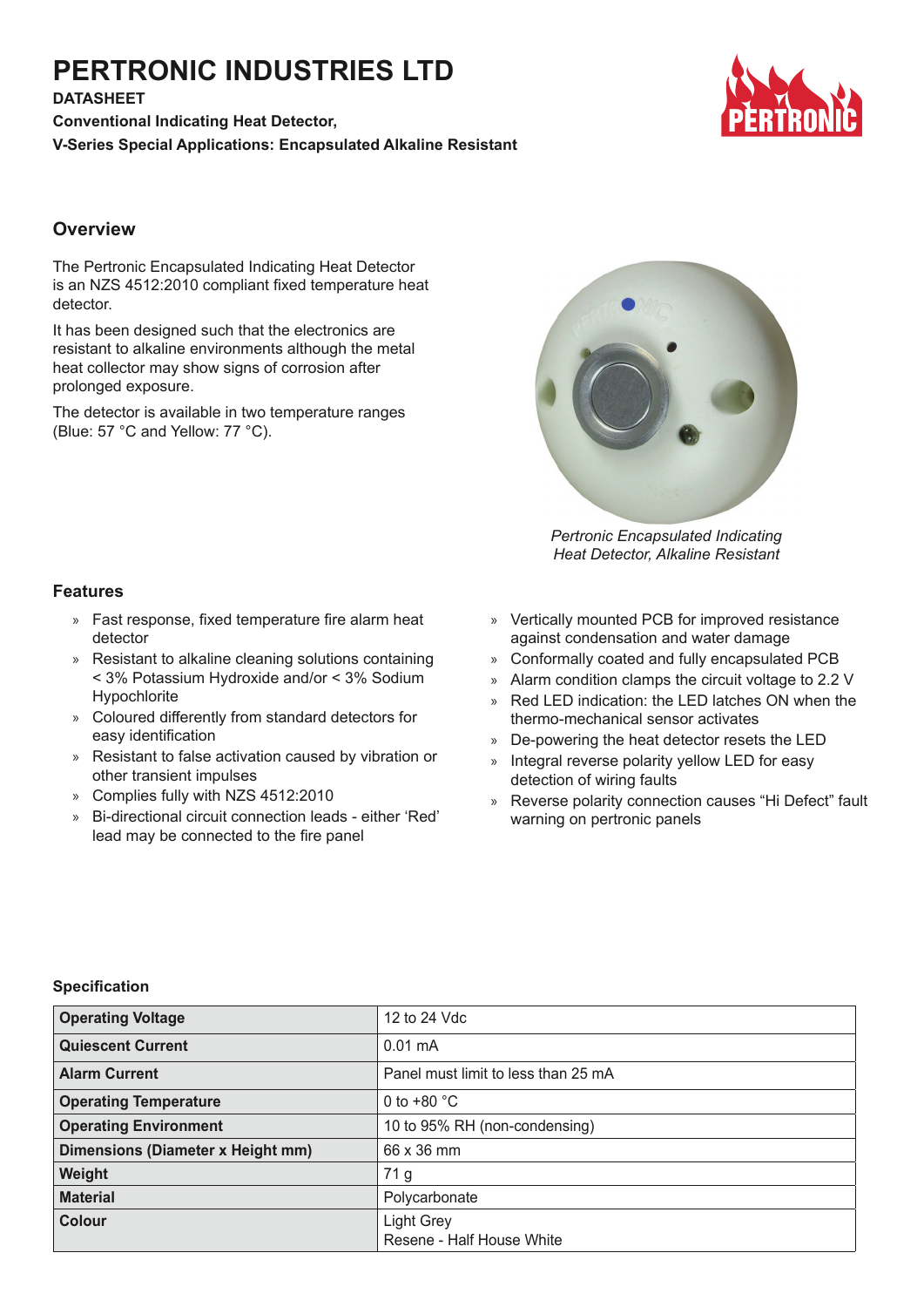# PERTRONIC INDUSTRIES LTD

**DATASHEET**

**Conventional Indicating Heat Detector,**

**V-Series Special Applications: Encapsulated Alkaline Resistant**

## Overview

The Pertronic Encapsulated Indicating Heat Detector is an NZS 4512:2010 compliant fixed temperature heat detector.

It has been designed such that the electronics are resistant to alkaline environments although the metal heat collector may show signs of corrosion after prolonged exposure.

The detector is available in two temperature ranges (Blue: 57 °C and Yellow: 77 °C).

*Pertronic Encapsulated Indicating Heat Detector, Alkaline Resistant*

## Features

- Fast response, fixed temperature fire alarm heat detector
- Resistant to alkaline cleaning solutions containing < 3% Potassium Hydroxide and/or < 3% Sodium Hypochlorite
- Coloured differently from standard detectors for easy identification
- Resistant to false activation caused by vibration or other transient impulses
- Complies fully with NZS 4512:2010
- Bi-directional circuit connection leads - either 'Red' lead may be connected to the fire panel
- Vertically mounted PCB for improved resistance against condensation and water damage
- Conformally coated and fully encapsulated PCB
- Alarm condition clamps the circuit voltage to 2.2 V
- Red LED indication: the LED latches ON when the thermo-mechanical sensor activates
- De-powering the heat detector resets the LED
- Integral reverse polarity yellow LED for easy detection of wiring faults
- Reverse polarity connection causes "Hi Defect" fault warning on pertronic panels

### Specification

| | |
|---|---|
| **Operating Voltage** | 12 to 24 Vdc |
| **Quiescent Current** | 0.01 mA |
| **Alarm Current** | Panel must limit to less than 25 mA |
| **Operating Temperature** | 0 to +80 °C |
| **Operating Environment** | 10 to 95% RH (non-condensing) |
| **Dimensions (Diameter x Height mm)** | 66 x 36 mm |
| **Weight** | 71 g |
| **Material** | Polycarbonate |
| **Colour** | Light Grey<br>Resene - Half House White |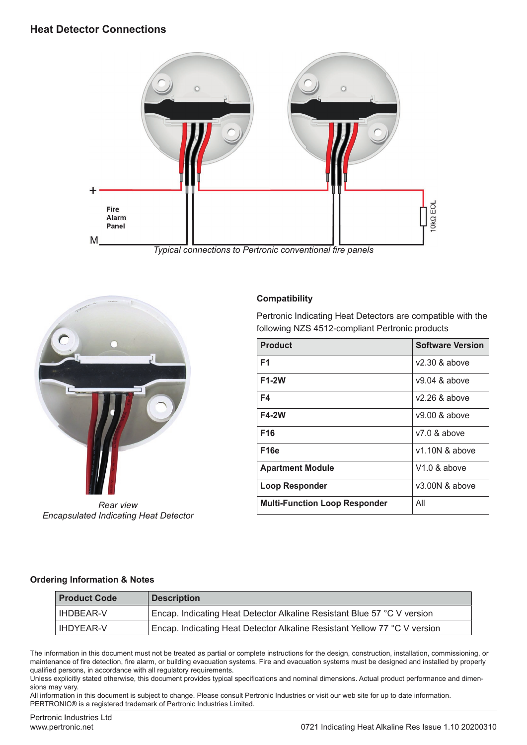## Heat Detector Connections

+

Fire
Alarm
Panel

M

10kΩ EOL

*Typical connections to Pertronic conventional fire panels*

*Rear view*
*Encapsulated Indicating Heat Detector*

### Compatibility

Pertronic Indicating Heat Detectors are compatible with the following NZS 4512-compliant Pertronic products

| Product | Software Version |
|---|---|
| **F1** | v2.30 & above |
| **F1-2W** | v9.04 & above |
| **F4** | v2.26 & above |
| **F4-2W** | v9.00 & above |
| **F16** | v7.0 & above |
| **F16e** | v1.10N & above |
| **Apartment Module** | V1.0 & above |
| **Loop Responder** | v3.00N & above |
| **Multi-Function Loop Responder** | All |

### Ordering Information & Notes

| Product Code | Description |
|---|---|
| IHDBEAR-V | Encap. Indicating Heat Detector Alkaline Resistant Blue 57 °C V version |
| IHDYEAR-V | Encap. Indicating Heat Detector Alkaline Resistant Yellow 77 °C V version |

The information in this document must not be treated as partial or complete instructions for the design, construction, installation, commissioning, or maintenance of fire detection, fire alarm, or building evacuation systems. Fire and evacuation systems must be designed and installed by properly qualified persons, in accordance with all regulatory requirements.
Unless explicitly stated otherwise, this document provides typical specifications and nominal dimensions. Actual product performance and dimensions may vary.
All information in this document is subject to change. Please consult Pertronic Industries or visit our web site for up to date information.
PERTRONIC® is a registered trademark of Pertronic Industries Limited.

Pertronic Industries Ltd
www.pertronic.net

0721 Indicating Heat Alkaline Res Issue 1.10 20200310